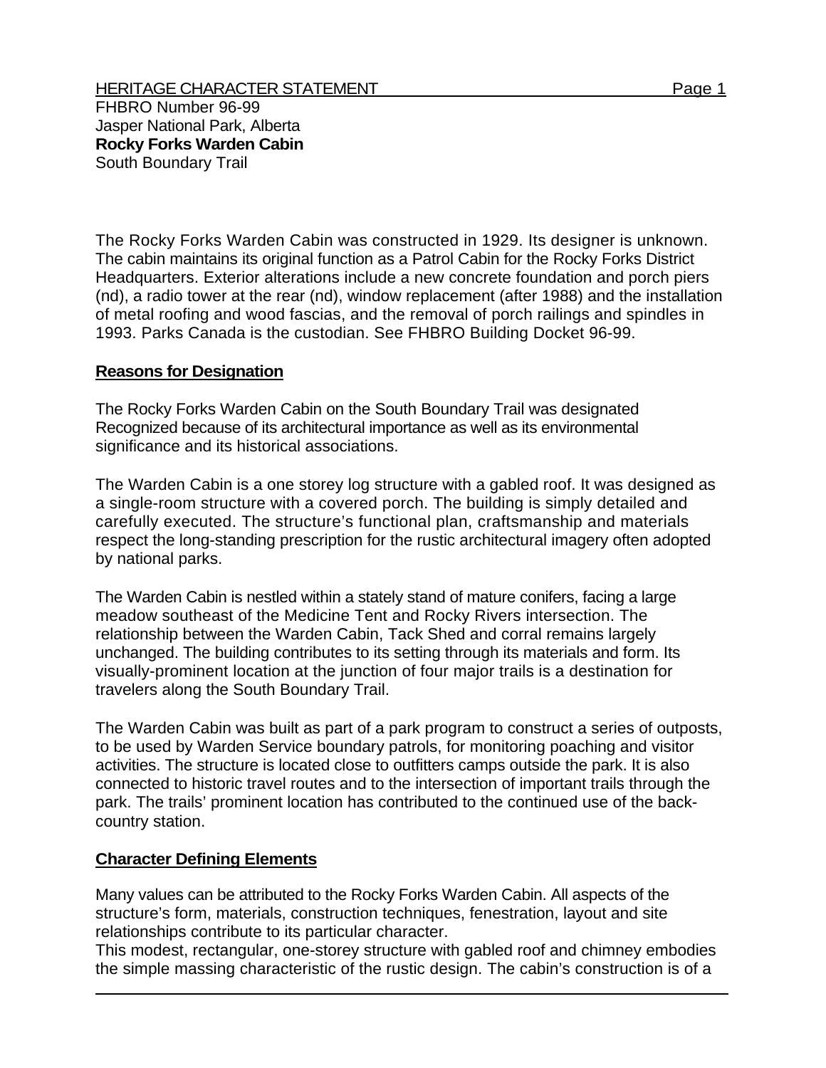HERITAGE CHARACTER STATEMENT

FHBRO Number 96-99
Jasper National Park, Alberta
**Rocky Forks Warden Cabin**
South Boundary Trail

The Rocky Forks Warden Cabin was constructed in 1929. Its designer is unknown. The cabin maintains its original function as a Patrol Cabin for the Rocky Forks District Headquarters. Exterior alterations include a new concrete foundation and porch piers (nd), a radio tower at the rear (nd), window replacement (after 1988) and the installation of metal roofing and wood fascias, and the removal of porch railings and spindles in 1993. Parks Canada is the custodian. See FHBRO Building Docket 96-99.

## Reasons for Designation

The Rocky Forks Warden Cabin on the South Boundary Trail was designated Recognized because of its architectural importance as well as its environmental significance and its historical associations.

The Warden Cabin is a one storey log structure with a gabled roof. It was designed as a single-room structure with a covered porch. The building is simply detailed and carefully executed. The structure's functional plan, craftsmanship and materials respect the long-standing prescription for the rustic architectural imagery often adopted by national parks.

The Warden Cabin is nestled within a stately stand of mature conifers, facing a large meadow southeast of the Medicine Tent and Rocky Rivers intersection. The relationship between the Warden Cabin, Tack Shed and corral remains largely unchanged. The building contributes to its setting through its materials and form. Its visually-prominent location at the junction of four major trails is a destination for travelers along the South Boundary Trail.

The Warden Cabin was built as part of a park program to construct a series of outposts, to be used by Warden Service boundary patrols, for monitoring poaching and visitor activities. The structure is located close to outfitters camps outside the park. It is also connected to historic travel routes and to the intersection of important trails through the park. The trails' prominent location has contributed to the continued use of the back-country station.

## Character Defining Elements

Many values can be attributed to the Rocky Forks Warden Cabin. All aspects of the structure's form, materials, construction techniques, fenestration, layout and site relationships contribute to its particular character.
This modest, rectangular, one-storey structure with gabled roof and chimney embodies the simple massing characteristic of the rustic design. The cabin's construction is of a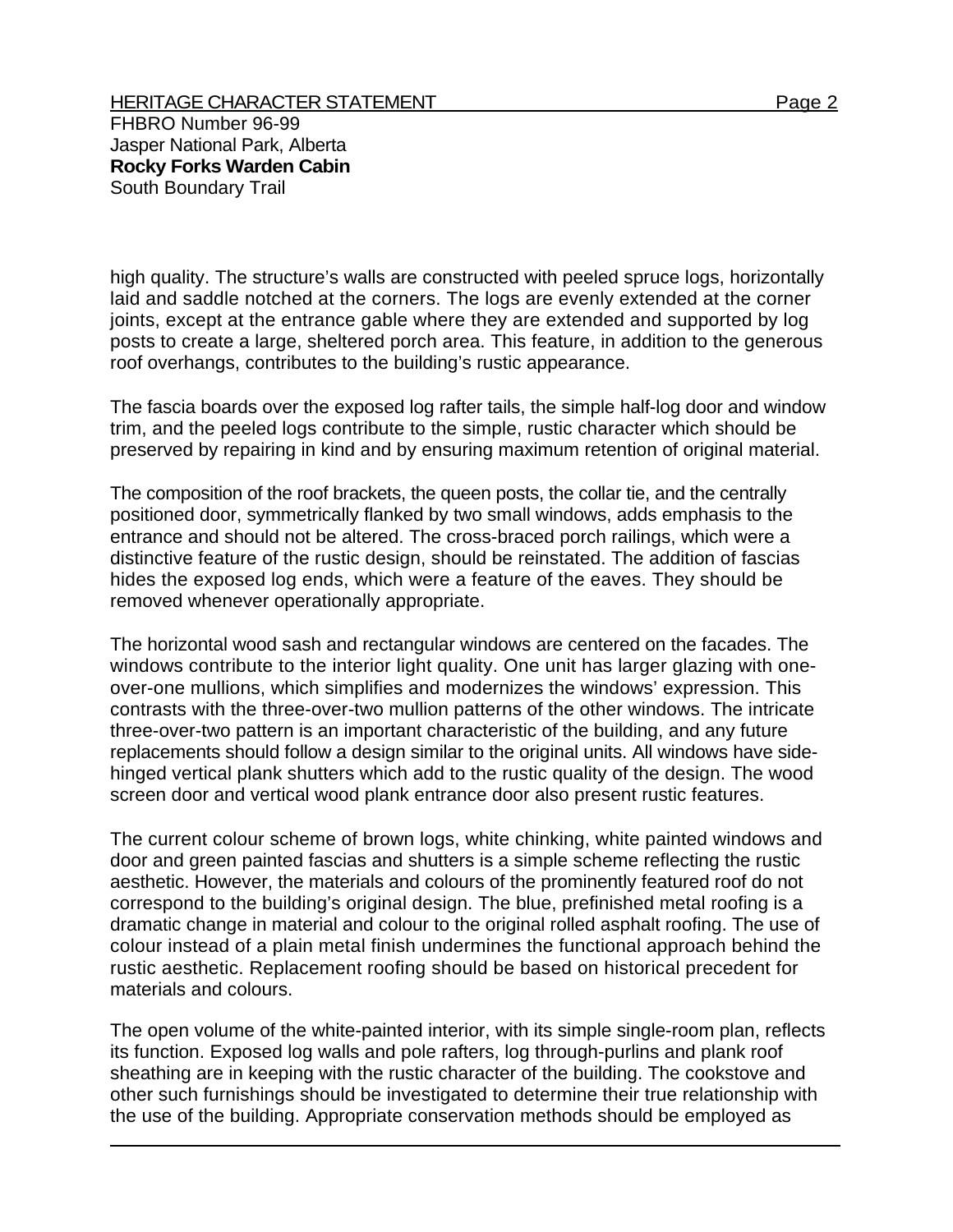high quality. The structure's walls are constructed with peeled spruce logs, horizontally laid and saddle notched at the corners. The logs are evenly extended at the corner joints, except at the entrance gable where they are extended and supported by log posts to create a large, sheltered porch area. This feature, in addition to the generous roof overhangs, contributes to the building's rustic appearance.

The fascia boards over the exposed log rafter tails, the simple half-log door and window trim, and the peeled logs contribute to the simple, rustic character which should be preserved by repairing in kind and by ensuring maximum retention of original material.

The composition of the roof brackets, the queen posts, the collar tie, and the centrally positioned door, symmetrically flanked by two small windows, adds emphasis to the entrance and should not be altered. The cross-braced porch railings, which were a distinctive feature of the rustic design, should be reinstated. The addition of fascias hides the exposed log ends, which were a feature of the eaves. They should be removed whenever operationally appropriate.

The horizontal wood sash and rectangular windows are centered on the facades. The windows contribute to the interior light quality. One unit has larger glazing with one-over-one mullions, which simplifies and modernizes the windows' expression. This contrasts with the three-over-two mullion patterns of the other windows. The intricate three-over-two pattern is an important characteristic of the building, and any future replacements should follow a design similar to the original units. All windows have side-hinged vertical plank shutters which add to the rustic quality of the design. The wood screen door and vertical wood plank entrance door also present rustic features.

The current colour scheme of brown logs, white chinking, white painted windows and door and green painted fascias and shutters is a simple scheme reflecting the rustic aesthetic. However, the materials and colours of the prominently featured roof do not correspond to the building's original design. The blue, prefinished metal roofing is a dramatic change in material and colour to the original rolled asphalt roofing. The use of colour instead of a plain metal finish undermines the functional approach behind the rustic aesthetic. Replacement roofing should be based on historical precedent for materials and colours.

The open volume of the white-painted interior, with its simple single-room plan, reflects its function. Exposed log walls and pole rafters, log through-purlins and plank roof sheathing are in keeping with the rustic character of the building. The cookstove and other such furnishings should be investigated to determine their true relationship with the use of the building. Appropriate conservation methods should be employed as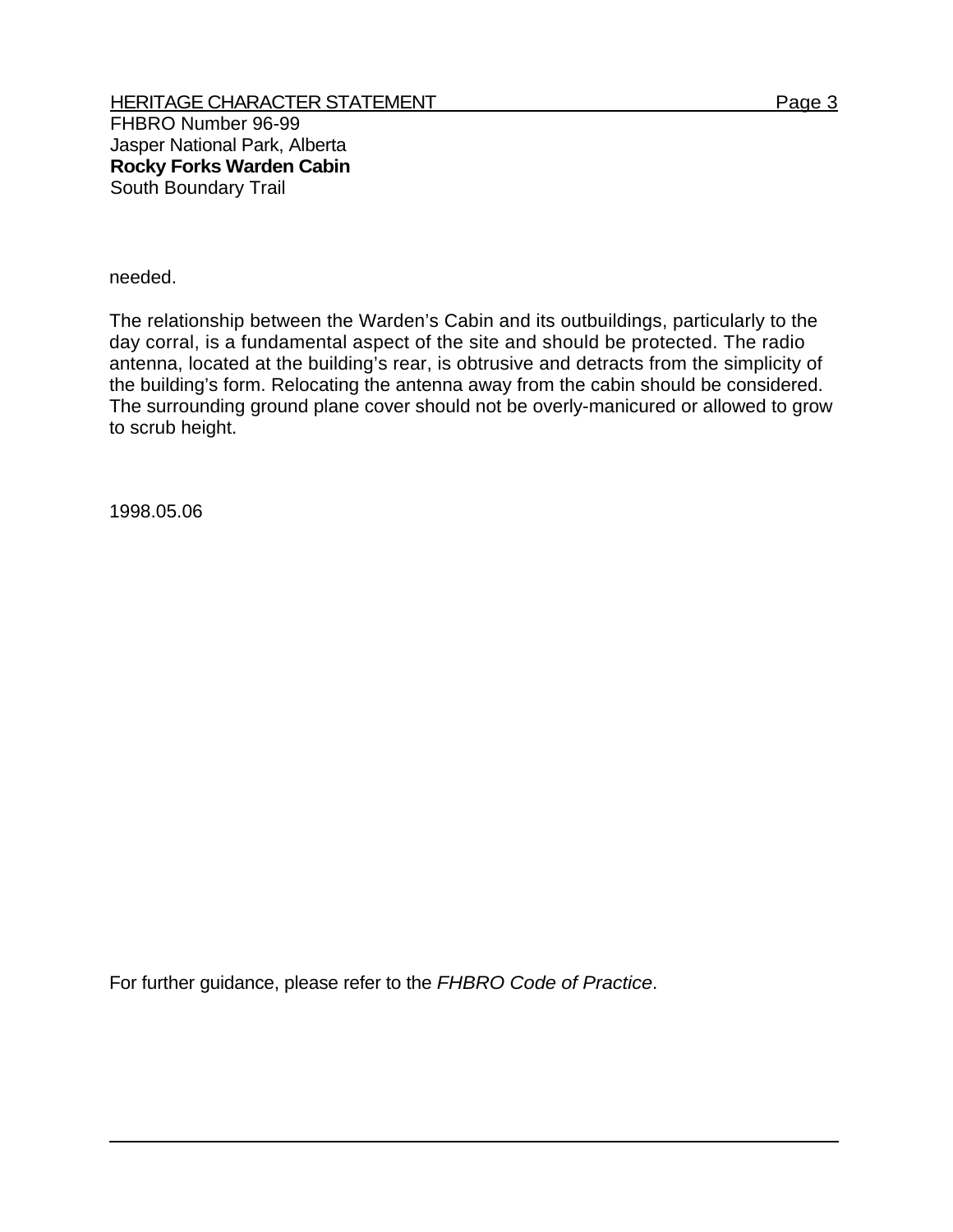needed.

The relationship between the Warden's Cabin and its outbuildings, particularly to the day corral, is a fundamental aspect of the site and should be protected. The radio antenna, located at the building's rear, is obtrusive and detracts from the simplicity of the building's form. Relocating the antenna away from the cabin should be considered. The surrounding ground plane cover should not be overly-manicured or allowed to grow to scrub height.

1998.05.06

For further guidance, please refer to the *FHBRO Code of Practice*.